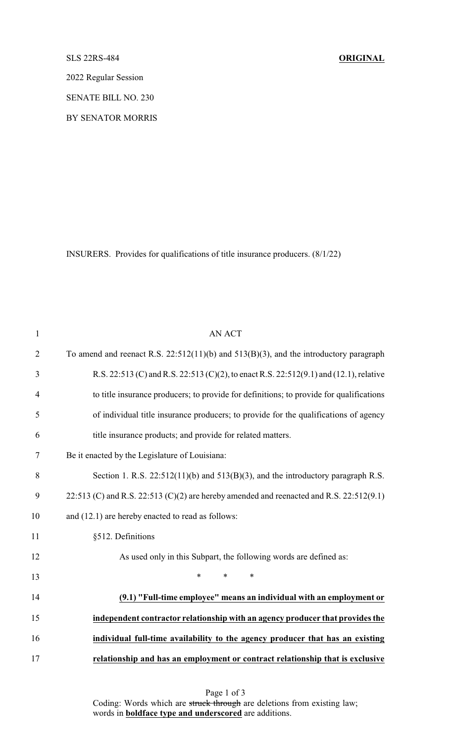SLS 22RS-484 **ORIGINAL**

2022 Regular Session

SENATE BILL NO. 230

BY SENATOR MORRIS

INSURERS. Provides for qualifications of title insurance producers. (8/1/22)

1 AN ACT

2 To amend and reenact R.S. 22:512(11)(b) and 513(B)(3), and the introductory paragraph

3 R.S. 22:513 (C) and R.S. 22:513 (C)(2), to enact R.S. 22:512(9.1) and (12.1), relative

4 to title insurance producers; to provide for definitions; to provide for qualifications

5 of individual title insurance producers; to provide for the qualifications of agency

6 title insurance products; and provide for related matters.

7 Be it enacted by the Legislature of Louisiana:

8 Section 1. R.S. 22:512(11)(b) and 513(B)(3), and the introductory paragraph R.S.

9 22:513 (C) and R.S. 22:513 (C)(2) are hereby amended and reenacted and R.S. 22:512(9.1)

10 and (12.1) are hereby enacted to read as follows:

11 §512. Definitions

12 As used only in this Subpart, the following words are defined as:

13 * * *

14 **(9.1) "Full-time employee" means an individual with an employment or**

15 **independent contractor relationship with an agency producer that provides the**

16 **individual full-time availability to the agency producer that has an existing**

17 **relationship and has an employment or contract relationship that is exclusive**

Coding: Words which are ~~struck through~~ are deletions from existing law; words in **boldface type and underscored** are additions.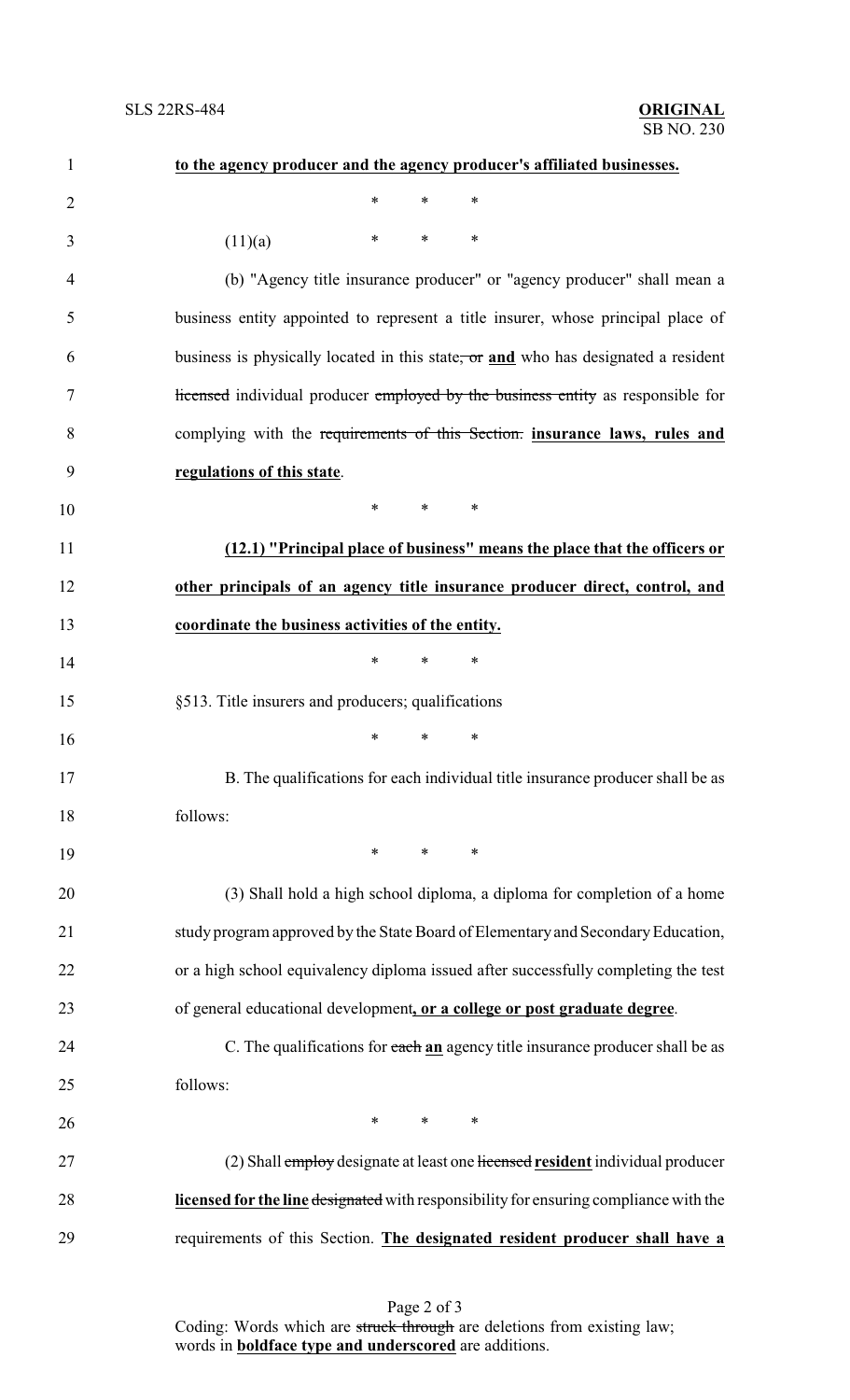**to the agency producer and the agency producer's affiliated businesses.**

\* \* \*

(11)(a) \* \* \*

(b) "Agency title insurance producer" or "agency producer" shall mean a business entity appointed to represent a title insurer, whose principal place of business is physically located in this state~~, or~~ **and** who has designated a resident ~~licensed~~ individual producer ~~employed by the business entity~~ as responsible for complying with the ~~requirements of this Section.~~ **insurance laws, rules and regulations of this state**.

\* \* \*

**(12.1) "Principal place of business" means the place that the officers or other principals of an agency title insurance producer direct, control, and coordinate the business activities of the entity.**

\* \* \*

§513. Title insurers and producers; qualifications

\* \* \*

B. The qualifications for each individual title insurance producer shall be as follows:

\* \* \*

(3) Shall hold a high school diploma, a diploma for completion of a home study program approved by the State Board of Elementary and Secondary Education, or a high school equivalency diploma issued after successfully completing the test of general educational development**, or a college or post graduate degree**.

C. The qualifications for ~~each~~ **an** agency title insurance producer shall be as follows:

\* \* \*

(2) Shall ~~employ~~ designate at least one ~~licensed~~ **resident** individual producer **licensed for the line** ~~designated~~ with responsibility for ensuring compliance with the requirements of this Section. **The designated resident producer shall have a**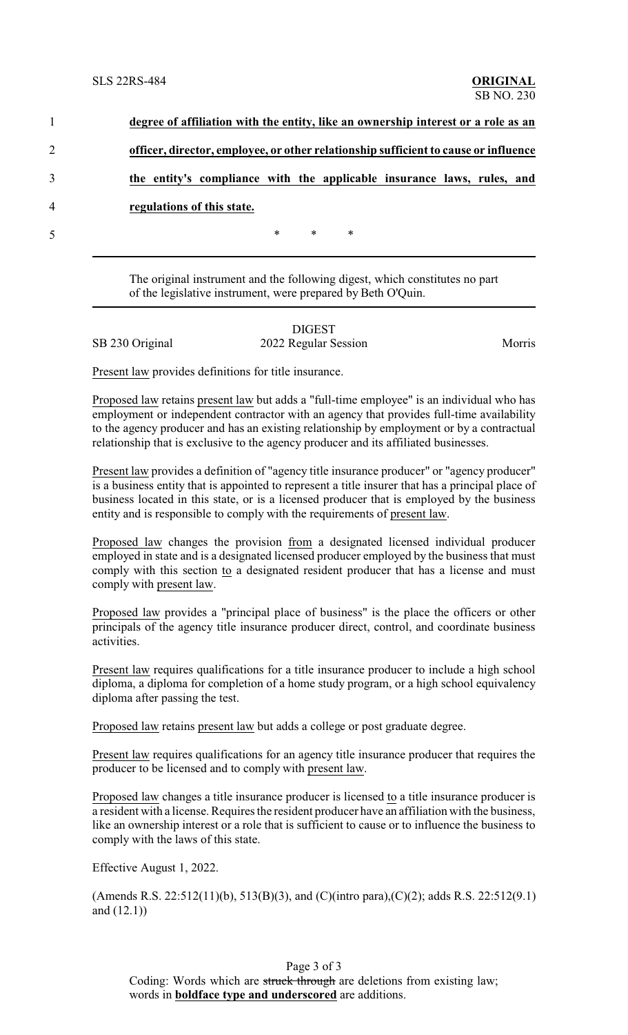**degree of affiliation with the entity, like an ownership interest or a role as an officer, director, employee, or other relationship sufficient to cause or influence the entity's compliance with the applicable insurance laws, rules, and regulations of this state.**

\* \* \*

The original instrument and the following digest, which constitutes no part of the legislative instrument, were prepared by Beth O'Quin.

DIGEST

SB 230 Original — 2022 Regular Session — Morris

Present law provides definitions for title insurance.

Proposed law retains present law but adds a "full-time employee" is an individual who has employment or independent contractor with an agency that provides full-time availability to the agency producer and has an existing relationship by employment or by a contractual relationship that is exclusive to the agency producer and its affiliated businesses.

Present law provides a definition of "agency title insurance producer" or "agency producer" is a business entity that is appointed to represent a title insurer that has a principal place of business located in this state, or is a licensed producer that is employed by the business entity and is responsible to comply with the requirements of present law.

Proposed law changes the provision from a designated licensed individual producer employed in state and is a designated licensed producer employed by the business that must comply with this section to a designated resident producer that has a license and must comply with present law.

Proposed law provides a "principal place of business" is the place the officers or other principals of the agency title insurance producer direct, control, and coordinate business activities.

Present law requires qualifications for a title insurance producer to include a high school diploma, a diploma for completion of a home study program, or a high school equivalency diploma after passing the test.

Proposed law retains present law but adds a college or post graduate degree.

Present law requires qualifications for an agency title insurance producer that requires the producer to be licensed and to comply with present law.

Proposed law changes a title insurance producer is licensed to a title insurance producer is a resident with a license. Requires the resident producer have an affiliation with the business, like an ownership interest or a role that is sufficient to cause or to influence the business to comply with the laws of this state.

Effective August 1, 2022.

(Amends R.S. 22:512(11)(b), 513(B)(3), and (C)(intro para),(C)(2); adds R.S. 22:512(9.1) and (12.1))

Coding: Words which are ~~struck through~~ are deletions from existing law; words in **boldface type and underscored** are additions.